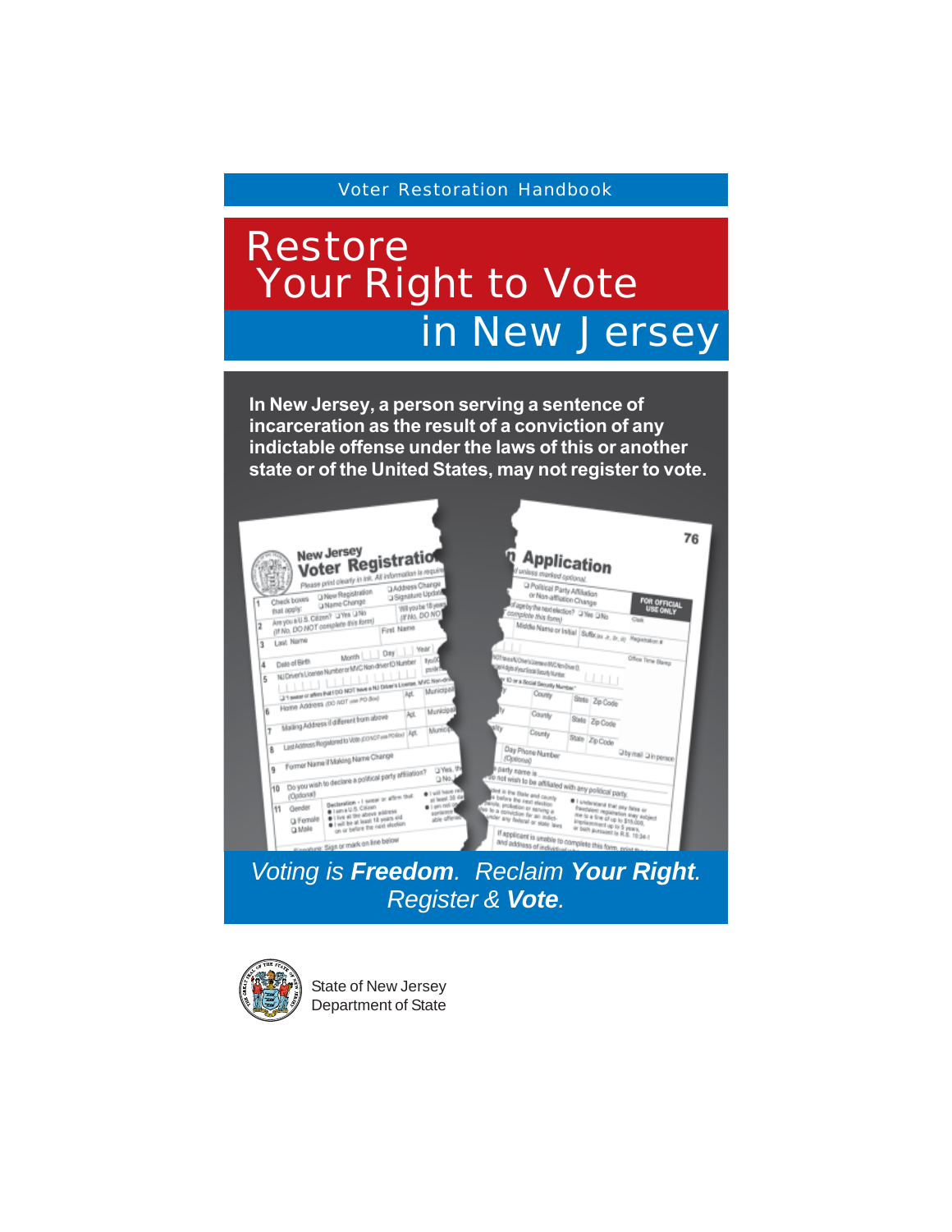Voter Restoration Handbook

# Restore Your Right to Vote in New Jersey

**In New Jersey, a person serving a sentence of incarceration as the result of a conviction of any indictable offense under the laws of this or another state or of the United States, may not register to vote.**

*Voting is **Freedom**. Reclaim **Your Right**. Register & **Vote**.*

State of New Jersey
Department of State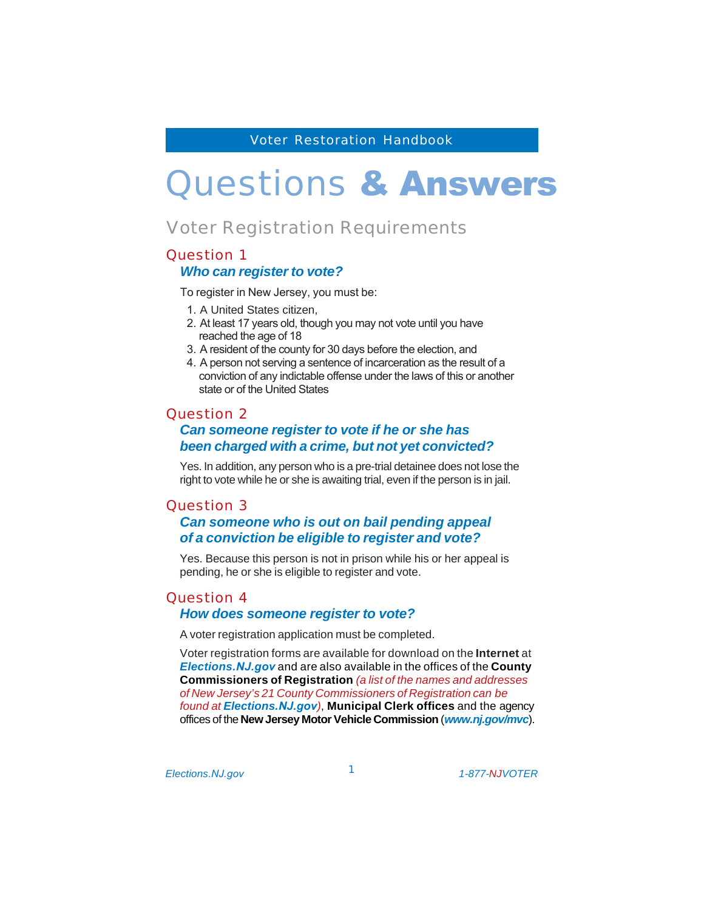Voter Restoration Handbook

# Questions **& Answers**

## Voter Registration Requirements

### Question 1

***Who can register to vote?***

To register in New Jersey, you must be:

1. A United States citizen,
2. At least 17 years old, though you may not vote until you have reached the age of 18
3. A resident of the county for 30 days before the election, and
4. A person not serving a sentence of incarceration as the result of a conviction of any indictable offense under the laws of this or another state or of the United States

### Question 2

***Can someone register to vote if he or she has been charged with a crime, but not yet convicted?***

Yes. In addition, any person who is a pre-trial detainee does not lose the right to vote while he or she is awaiting trial, even if the person is in jail.

### Question 3

***Can someone who is out on bail pending appeal of a conviction be eligible to register and vote?***

Yes. Because this person is not in prison while his or her appeal is pending, he or she is eligible to register and vote.

### Question 4

***How does someone register to vote?***

A voter registration application must be completed.

Voter registration forms are available for download on the **Internet** at ***Elections.NJ.gov*** and are also available in the offices of the **County Commissioners of Registration** *(a list of the names and addresses of New Jersey's 21 County Commissioners of Registration can be found at **Elections.NJ.gov**)*, **Municipal Clerk offices** and the agency offices of the **New Jersey Motor Vehicle Commission** (***www.nj.gov/mvc***).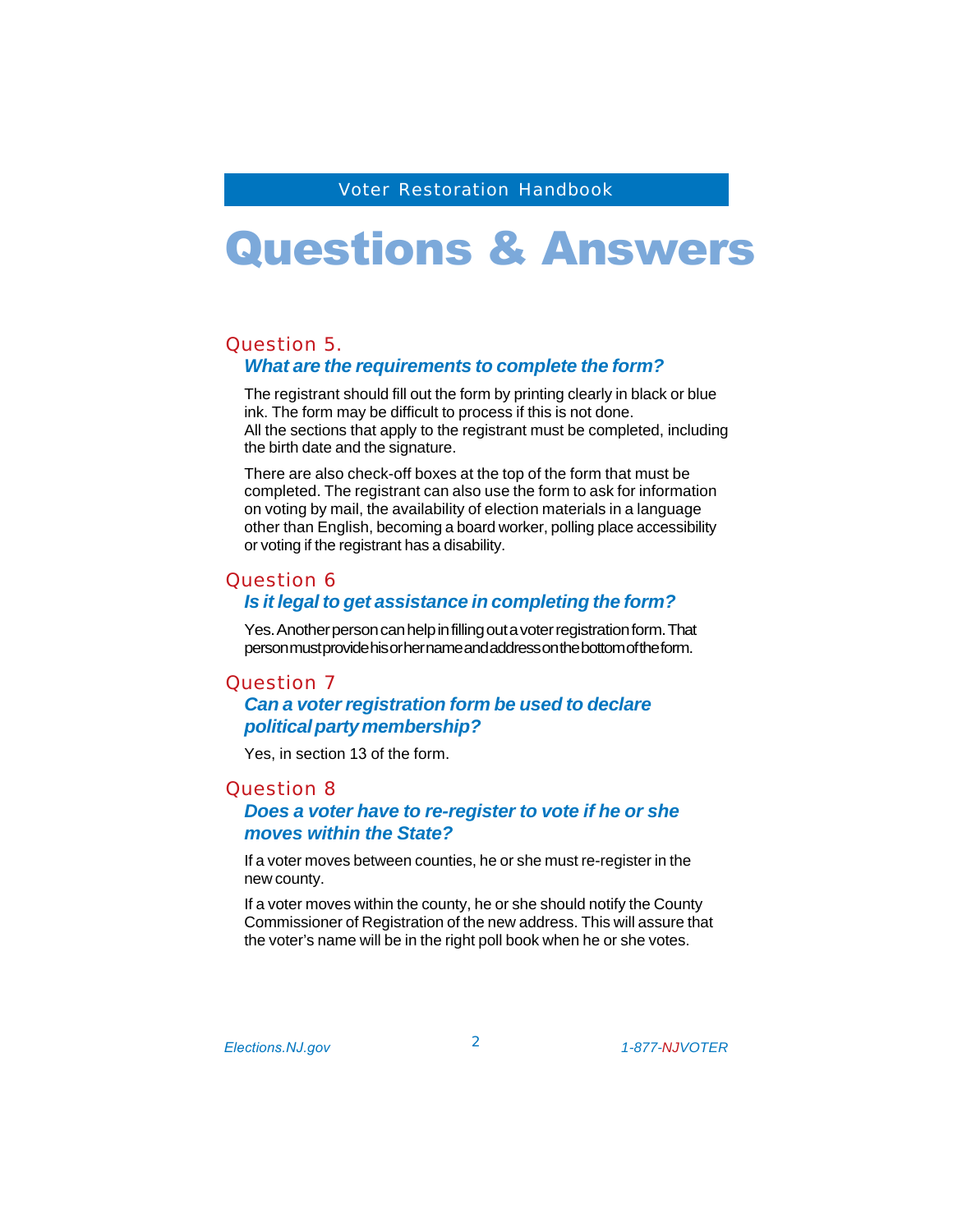# Questions & Answers

## Question 5.

### *What are the requirements to complete the form?*

The registrant should fill out the form by printing clearly in black or blue ink. The form may be difficult to process if this is not done.
All the sections that apply to the registrant must be completed, including the birth date and the signature.

There are also check-off boxes at the top of the form that must be completed. The registrant can also use the form to ask for information on voting by mail, the availability of election materials in a language other than English, becoming a board worker, polling place accessibility or voting if the registrant has a disability.

## Question 6

### *Is it legal to get assistance in completing the form?*

Yes. Another person can help in filling out a voter registration form. That person must provide his or her name and address on the bottom of the form.

## Question 7

### *Can a voter registration form be used to declare political party membership?*

Yes, in section 13 of the form.

## Question 8

### *Does a voter have to re-register to vote if he or she moves within the State?*

If a voter moves between counties, he or she must re-register in the new county.

If a voter moves within the county, he or she should notify the County Commissioner of Registration of the new address. This will assure that the voter's name will be in the right poll book when he or she votes.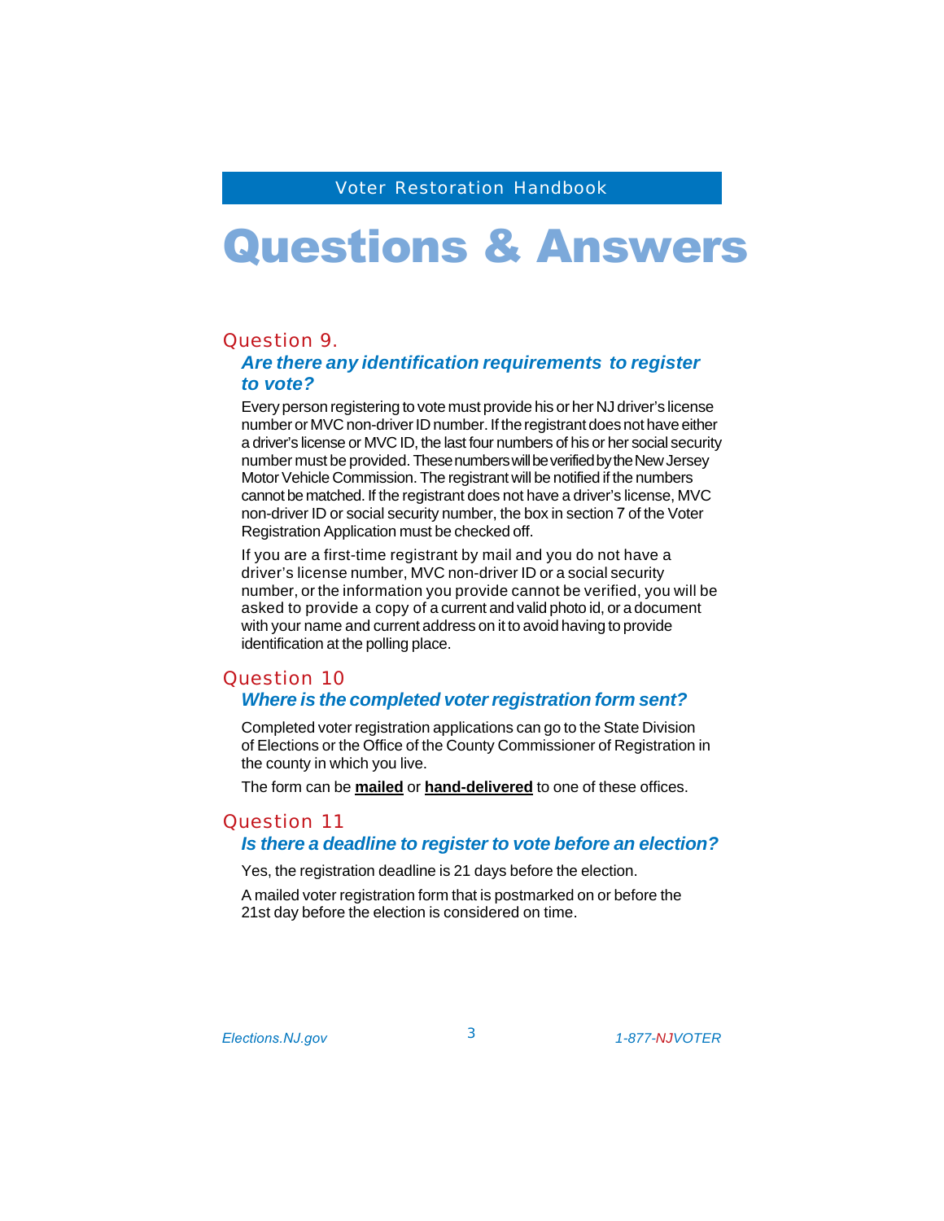# Questions & Answers

## Question 9.

### *Are there any identification requirements to register to vote?*

Every person registering to vote must provide his or her NJ driver's license number or MVC non-driver ID number. If the registrant does not have either a driver's license or MVC ID, the last four numbers of his or her social security number must be provided. These numbers will be verified by the New Jersey Motor Vehicle Commission. The registrant will be notified if the numbers cannot be matched. If the registrant does not have a driver's license, MVC non-driver ID or social security number, the box in section 7 of the Voter Registration Application must be checked off.

If you are a first-time registrant by mail and you do not have a driver's license number, MVC non-driver ID or a social security number, or the information you provide cannot be verified, you will be asked to provide a copy of a current and valid photo id, or a document with your name and current address on it to avoid having to provide identification at the polling place.

## Question 10

### *Where is the completed voter registration form sent?*

Completed voter registration applications can go to the State Division of Elections or the Office of the County Commissioner of Registration in the county in which you live.

The form can be **mailed** or **hand-delivered** to one of these offices.

## Question 11

### *Is there a deadline to register to vote before an election?*

Yes, the registration deadline is 21 days before the election.

A mailed voter registration form that is postmarked on or before the 21st day before the election is considered on time.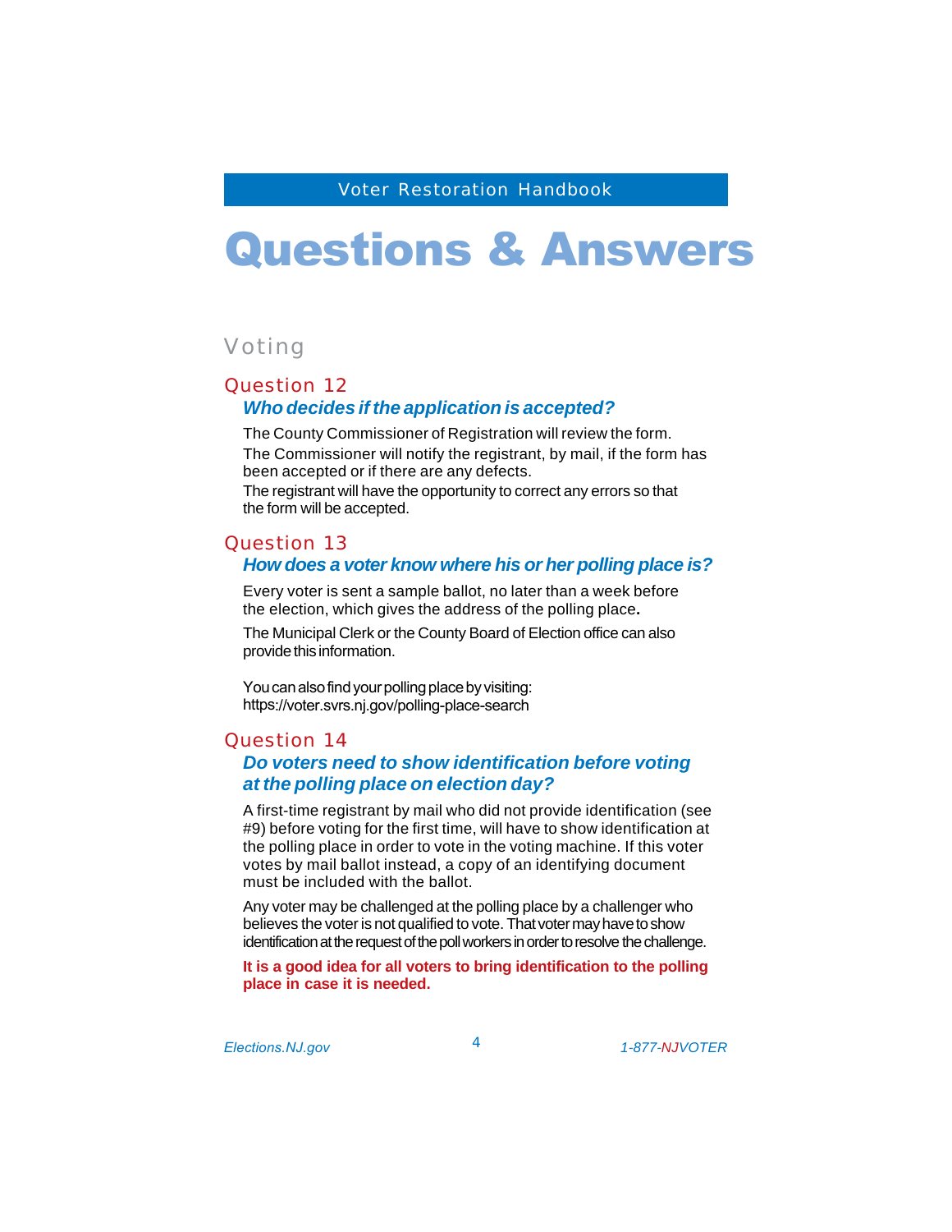# Questions & Answers

## Voting

### Question 12

***Who decides if the application is accepted?***

The County Commissioner of Registration will review the form.

The Commissioner will notify the registrant, by mail, if the form has been accepted or if there are any defects.

The registrant will have the opportunity to correct any errors so that the form will be accepted.

### Question 13

***How does a voter know where his or her polling place is?***

Every voter is sent a sample ballot, no later than a week before the election, which gives the address of the polling place.

The Municipal Clerk or the County Board of Election office can also provide this information.

You can also find your polling place by visiting: https://voter.svrs.nj.gov/polling-place-search

### Question 14

***Do voters need to show identification before voting at the polling place on election day?***

A first-time registrant by mail who did not provide identification (see #9) before voting for the first time, will have to show identification at the polling place in order to vote in the voting machine. If this voter votes by mail ballot instead, a copy of an identifying document must be included with the ballot.

Any voter may be challenged at the polling place by a challenger who believes the voter is not qualified to vote. That voter may have to show identification at the request of the poll workers in order to resolve the challenge.

**It is a good idea for all voters to bring identification to the polling place in case it is needed.**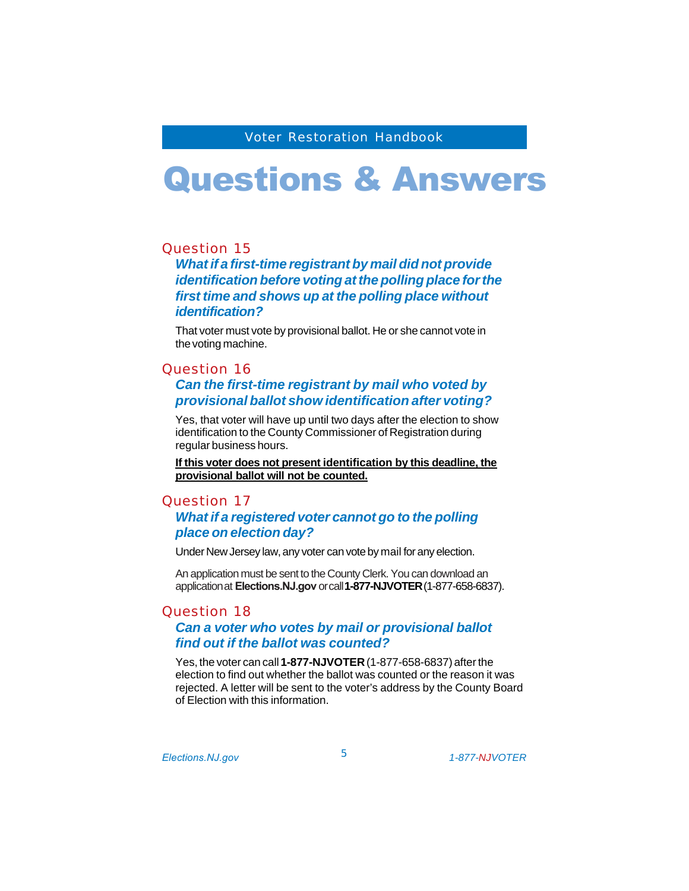# Questions & Answers

## Question 15

### *What if a first-time registrant by mail did not provide identification before voting at the polling place for the first time and shows up at the polling place without identification?*

That voter must vote by provisional ballot. He or she cannot vote in the voting machine.

## Question 16

### *Can the first-time registrant by mail who voted by provisional ballot show identification after voting?*

Yes, that voter will have up until two days after the election to show identification to the County Commissioner of Registration during regular business hours.

**<u>If this voter does not present identification by this deadline, the provisional ballot will not be counted.</u>**

## Question 17

### *What if a registered voter cannot go to the polling place on election day?*

Under New Jersey law, any voter can vote by mail for any election.

An application must be sent to the County Clerk. You can download an application at **Elections.NJ.gov** or call **1-877-NJVOTER** (1-877-658-6837).

## Question 18

### *Can a voter who votes by mail or provisional ballot find out if the ballot was counted?*

Yes, the voter can call **1-877-NJVOTER** (1-877-658-6837) after the election to find out whether the ballot was counted or the reason it was rejected. A letter will be sent to the voter's address by the County Board of Election with this information.